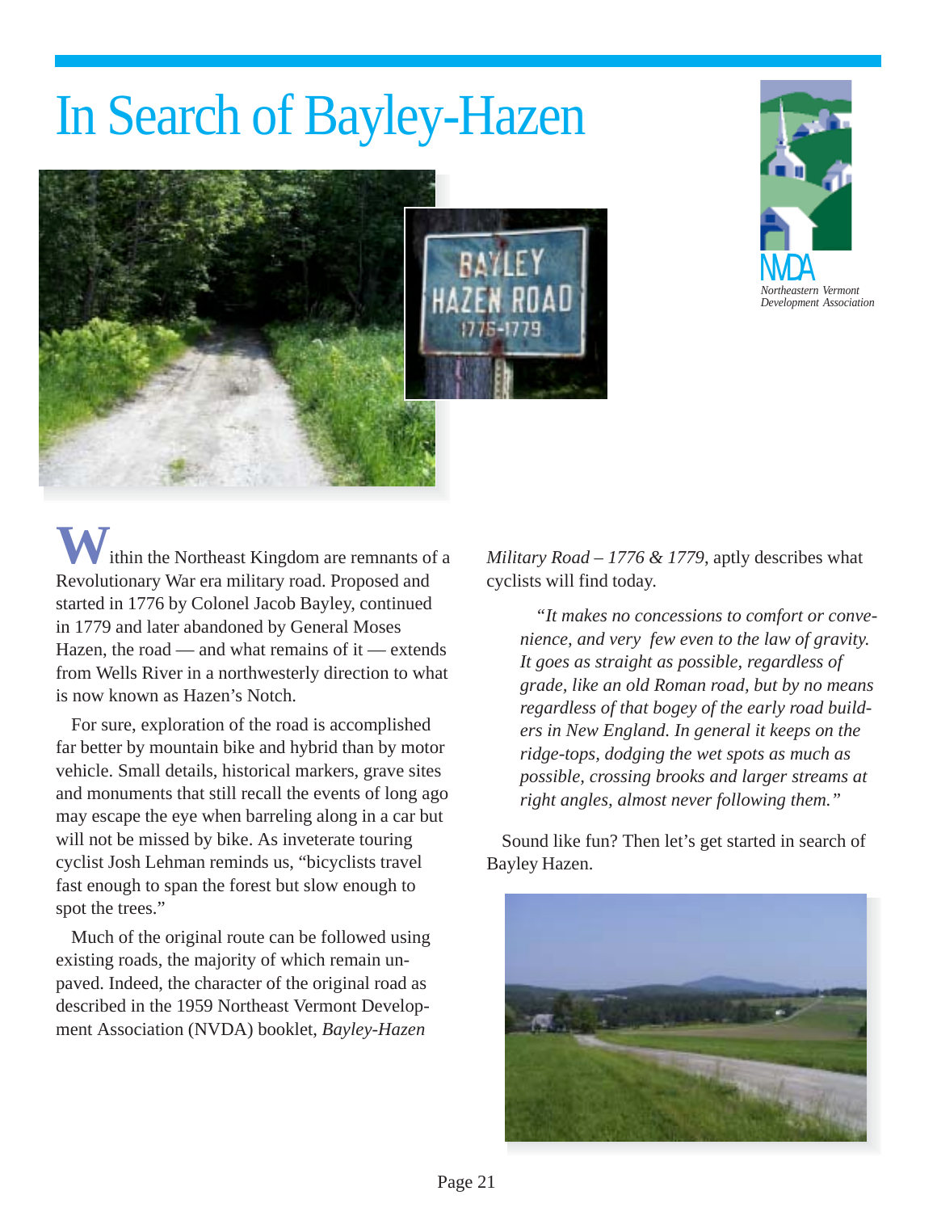# In Search of Bayley-Hazen

Within the Northeast Kingdom are remnants of a Revolutionary War era military road. Proposed and started in 1776 by Colonel Jacob Bayley, continued in 1779 and later abandoned by General Moses Hazen, the road — and what remains of it — extends from Wells River in a northwesterly direction to what is now known as Hazen's Notch.

For sure, exploration of the road is accomplished far better by mountain bike and hybrid than by motor vehicle. Small details, historical markers, grave sites and monuments that still recall the events of long ago may escape the eye when barreling along in a car but will not be missed by bike. As inveterate touring cyclist Josh Lehman reminds us, "bicyclists travel fast enough to span the forest but slow enough to spot the trees."

Much of the original route can be followed using existing roads, the majority of which remain unpaved. Indeed, the character of the original road as described in the 1959 Northeast Vermont Development Association (NVDA) booklet, *Bayley-Hazen Military Road – 1776 & 1779*, aptly describes what cyclists will find today.

> *"It makes no concessions to comfort or convenience, and very few even to the law of gravity. It goes as straight as possible, regardless of grade, like an old Roman road, but by no means regardless of that bogey of the early road builders in New England. In general it keeps on the ridge-tops, dodging the wet spots as much as possible, crossing brooks and larger streams at right angles, almost never following them."*

Sound like fun? Then let's get started in search of Bayley Hazen.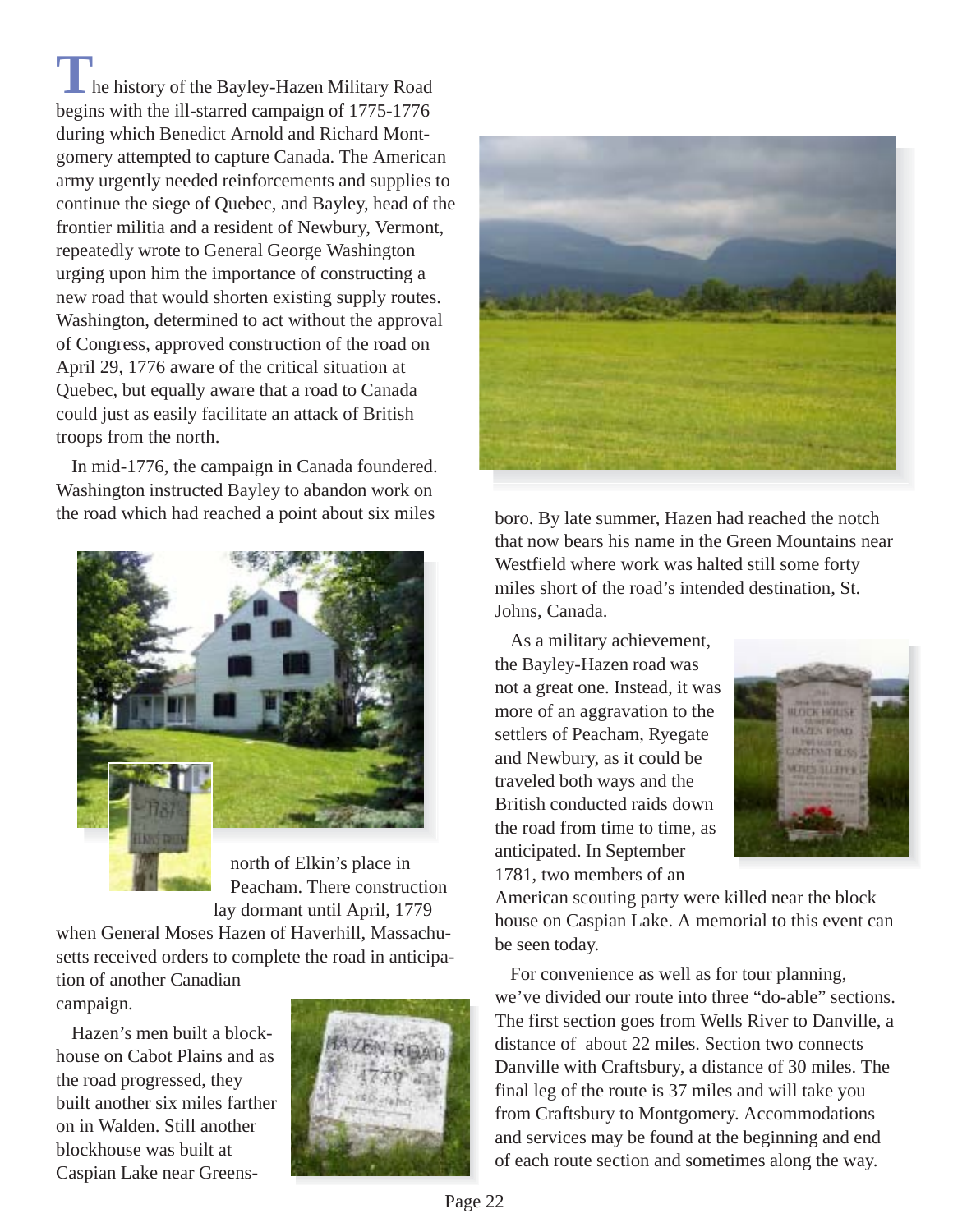The history of the Bayley-Hazen Military Road begins with the ill-starred campaign of 1775-1776 during which Benedict Arnold and Richard Montgomery attempted to capture Canada. The American army urgently needed reinforcements and supplies to continue the siege of Quebec, and Bayley, head of the frontier militia and a resident of Newbury, Vermont, repeatedly wrote to General George Washington urging upon him the importance of constructing a new road that would shorten existing supply routes. Washington, determined to act without the approval of Congress, approved construction of the road on April 29, 1776 aware of the critical situation at Quebec, but equally aware that a road to Canada could just as easily facilitate an attack of British troops from the north.

In mid-1776, the campaign in Canada foundered. Washington instructed Bayley to abandon work on the road which had reached a point about six miles north of Elkin's place in Peacham. There construction lay dormant until April, 1779 when General Moses Hazen of Haverhill, Massachusetts received orders to complete the road in anticipation of another Canadian campaign.

Hazen's men built a blockhouse on Cabot Plains and as the road progressed, they built another six miles farther on in Walden. Still another blockhouse was built at Caspian Lake near Greensboro. By late summer, Hazen had reached the notch that now bears his name in the Green Mountains near Westfield where work was halted still some forty miles short of the road's intended destination, St. Johns, Canada.

As a military achievement, the Bayley-Hazen road was not a great one. Instead, it was more of an aggravation to the settlers of Peacham, Ryegate and Newbury, as it could be traveled both ways and the British conducted raids down the road from time to time, as anticipated. In September 1781, two members of an American scouting party were killed near the block house on Caspian Lake. A memorial to this event can be seen today.

For convenience as well as for tour planning, we've divided our route into three "do-able" sections. The first section goes from Wells River to Danville, a distance of about 22 miles. Section two connects Danville with Craftsbury, a distance of 30 miles. The final leg of the route is 37 miles and will take you from Craftsbury to Montgomery. Accommodations and services may be found at the beginning and end of each route section and sometimes along the way.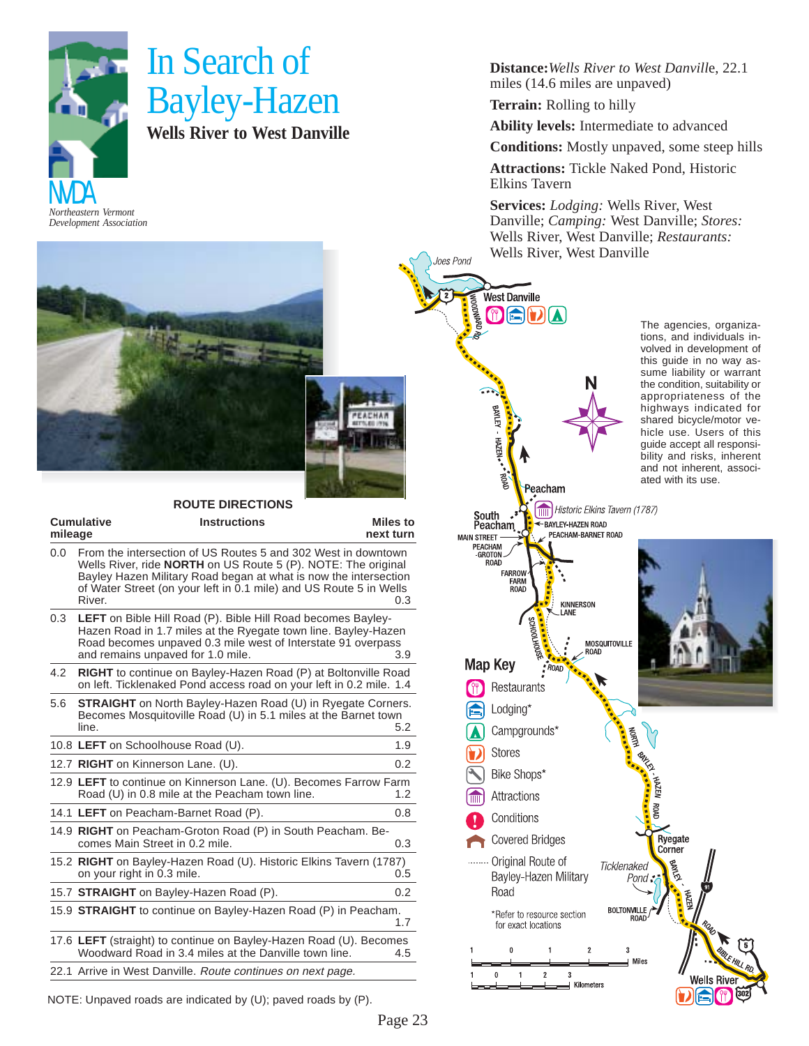# In Search of Bayley-Hazen

## Wells River to West Danville

NVDA
*Northeastern Vermont Development Association*

**Distance:** *Wells River to West Danville*, 22.1 miles (14.6 miles are unpaved)

**Terrain:** Rolling to hilly

**Ability levels:** Intermediate to advanced

**Conditions:** Mostly unpaved, some steep hills

**Attractions:** Tickle Naked Pond, Historic Elkins Tavern

**Services:** *Lodging:* Wells River, West Danville; *Camping:* West Danville; *Stores:* Wells River, West Danville; *Restaurants:* Wells River, West Danville

The agencies, organizations, and individuals involved in development of this guide in no way assume liability or warrant the condition, suitability or appropriateness of the highways indicated for shared bicycle/motor vehicle use. Users of this guide accept all responsibility and risks, inherent and not inherent, associated with its use.

### ROUTE DIRECTIONS

| Cumulative mileage | Instructions | Miles to next turn |
|---|---|---|
| 0.0 | From the intersection of US Routes 5 and 302 West in downtown Wells River, ride **NORTH** on US Route 5 (P). NOTE: The original Bayley Hazen Military Road began at what is now the intersection of Water Street (on your left in 0.1 mile) and US Route 5 in Wells River. | 0.3 |
| 0.3 | **LEFT** on Bible Hill Road (P). Bible Hill Road becomes Bayley-Hazen Road in 1.7 miles at the Ryegate town line. Bayley-Hazen Road becomes unpaved 0.3 mile west of Interstate 91 overpass and remains unpaved for 1.0 mile. | 3.9 |
| 4.2 | **RIGHT** to continue on Bayley-Hazen Road (P) at Boltonville Road on left. Ticklenaked Pond access road on your left in 0.2 mile. | 1.4 |
| 5.6 | **STRAIGHT** on North Bayley-Hazen Road (U) in Ryegate Corners. Becomes Mosquitoville Road (U) in 5.1 miles at the Barnet town line. | 5.2 |
| 10.8 | **LEFT** on Schoolhouse Road (U). | 1.9 |
| 12.7 | **RIGHT** on Kinnerson Lane. (U). | 0.2 |
| 12.9 | **LEFT** to continue on Kinnerson Lane. (U). Becomes Farrow Farm Road (U) in 0.8 mile at the Peacham town line. | 1.2 |
| 14.1 | **LEFT** on Peacham-Barnet Road (P). | 0.8 |
| 14.9 | **RIGHT** on Peacham-Groton Road (P) in South Peacham. Becomes Main Street in 0.2 mile. | 0.3 |
| 15.2 | **RIGHT** on Bayley-Hazen Road (U). Historic Elkins Tavern (1787) on your right in 0.3 mile. | 0.5 |
| 15.7 | **STRAIGHT** on Bayley-Hazen Road (P). | 0.2 |
| 15.9 | **STRAIGHT** to continue on Bayley-Hazen Road (P) in Peacham. | 1.7 |
| 17.6 | **LEFT** (straight) to continue on Bayley-Hazen Road (U). Becomes Woodward Road in 3.4 miles at the Danville town line. | 4.5 |
| 22.1 | Arrive in West Danville. *Route continues on next page.* | |

NOTE: Unpaved roads are indicated by (U); paved roads by (P).

### Map Key

- Restaurants
- Lodging*
- Campgrounds*
- Stores
- Bike Shops*
- Attractions
- Conditions
- Covered Bridges
- Original Route of Bayley-Hazen Military Road

*Refer to resource section for exact locations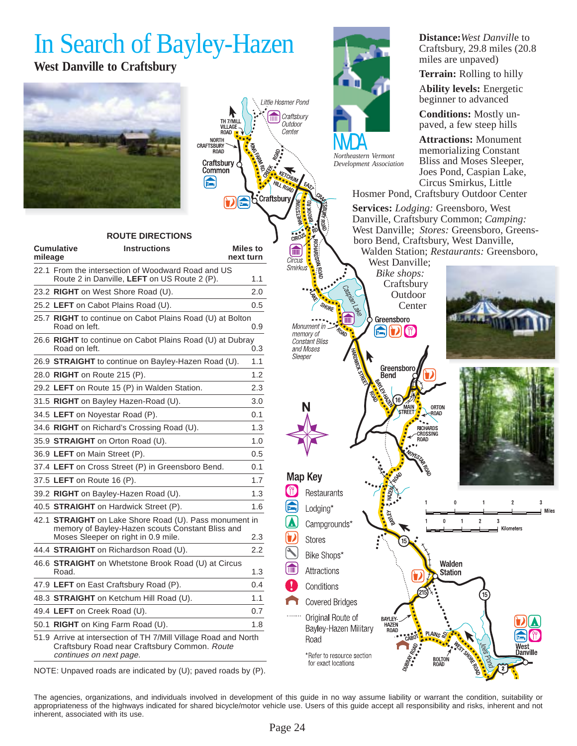# In Search of Bayley-Hazen

## West Danville to Craftsbury

**Distance:** *West Danville* to Craftsbury, 29.8 miles (20.8 miles are unpaved)

**Terrain:** Rolling to hilly

**Ability levels:** Energetic beginner to advanced

**Conditions:** Mostly unpaved, a few steep hills

**Attractions:** Monument memorializing Constant Bliss and Moses Sleeper, Joes Pond, Caspian Lake, Circus Smirkus, Little Hosmer Pond, Craftsbury Outdoor Center

**Services:** *Lodging:* Greensboro, West Danville, Craftsbury Common; *Camping:* West Danville; *Stores:* Greensboro, Greensboro Bend, Craftsbury, West Danville, Walden Station; *Restaurants:* Greensboro, West Danville; *Bike shops:* Craftsbury Outdoor Center

NVDA Northeastern Vermont Development Association

### ROUTE DIRECTIONS

| Cumulative mileage | Instructions | Miles to next turn |
|---|---|---|
| 22.1 | From the intersection of Woodward Road and US Route 2 in Danville, **LEFT** on US Route 2 (P). | 1.1 |
| 23.2 | **RIGHT** on West Shore Road (U). | 2.0 |
| 25.2 | **LEFT** on Cabot Plains Road (U). | 0.5 |
| 25.7 | **RIGHT** to continue on Cabot Plains Road (U) at Bolton Road on left. | 0.9 |
| 26.6 | **RIGHT** to continue on Cabot Plains Road (U) at Dubray Road on left. | 0.3 |
| 26.9 | **STRAIGHT** to continue on Bayley-Hazen Road (U). | 1.1 |
| 28.0 | **RIGHT** on Route 215 (P). | 1.2 |
| 29.2 | **LEFT** on Route 15 (P) in Walden Station. | 2.3 |
| 31.5 | **RIGHT** on Bayley Hazen-Road (U). | 3.0 |
| 34.5 | **LEFT** on Noyestar Road (P). | 0.1 |
| 34.6 | **RIGHT** on Richard's Crossing Road (U). | 1.3 |
| 35.9 | **STRAIGHT** on Orton Road (U). | 1.0 |
| 36.9 | **LEFT** on Main Street (P). | 0.5 |
| 37.4 | **LEFT** on Cross Street (P) in Greensboro Bend. | 0.1 |
| 37.5 | **LEFT** on Route 16 (P). | 1.7 |
| 39.2 | **RIGHT** on Bayley-Hazen Road (U). | 1.3 |
| 40.5 | **STRAIGHT** on Hardwick Street (P). | 1.6 |
| 42.1 | **STRAIGHT** on Lake Shore Road (U). Pass monument in memory of Bayley-Hazen scouts Constant Bliss and Moses Sleeper on right in 0.9 mile. | 2.3 |
| 44.4 | **STRAIGHT** on Richardson Road (U). | 2.2 |
| 46.6 | **STRAIGHT** on Whetstone Brook Road (U) at Circus Road. | 1.3 |
| 47.9 | **LEFT** on East Craftsbury Road (P). | 0.4 |
| 48.3 | **STRAIGHT** on Ketchum Hill Road (U). | 1.1 |
| 49.4 | **LEFT** on Creek Road (U). | 0.7 |
| 50.1 | **RIGHT** on King Farm Road (U). | 1.8 |
| 51.9 | Arrive at intersection of TH 7/Mill Village Road and North Craftsbury Road near Craftsbury Common. *Route continues on next page.* | |

NOTE: Unpaved roads are indicated by (U); paved roads by (P).

### Map Key

- Restaurants
- Lodging*
- Campgrounds*
- Stores
- Bike Shops*
- Attractions
- Conditions
- Covered Bridges
- Original Route of Bayley-Hazen Military Road

*Refer to resource section for exact locations

The agencies, organizations, and individuals involved in development of this guide in no way assume liability or warrant the condition, suitability or appropriateness of the highways indicated for shared bicycle/motor vehicle use. Users of this guide accept all responsibility and risks, inherent and not inherent, associated with its use.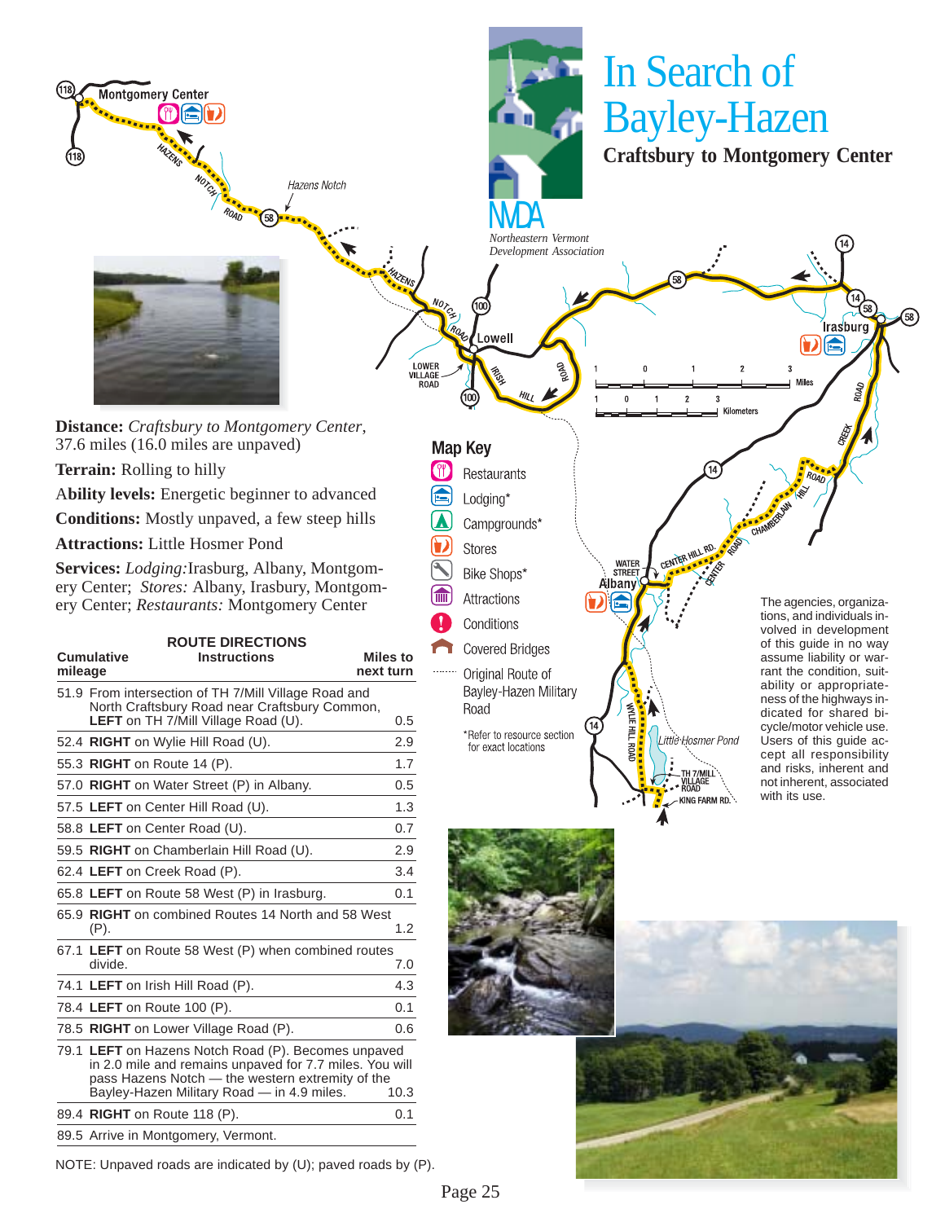# In Search of Bayley-Hazen

## Craftsbury to Montgomery Center

NVDA
*Northeastern Vermont Development Association*

**Distance:** *Craftsbury to Montgomery Center*, 37.6 miles (16.0 miles are unpaved)

**Terrain:** Rolling to hilly

**Ability levels:** Energetic beginner to advanced

**Conditions:** Mostly unpaved, a few steep hills

**Attractions:** Little Hosmer Pond

**Services:** *Lodging:* Irasburg, Albany, Montgomery Center; *Stores:* Albany, Irasburg, Montgomery Center; *Restaurants:* Montgomery Center

### ROUTE DIRECTIONS

| Cumulative mileage | Instructions | Miles to next turn |
|---|---|---|
| 51.9 | From intersection of TH 7/Mill Village Road and North Craftsbury Road near Craftsbury Common, **LEFT** on TH 7/Mill Village Road (U). | 0.5 |
| 52.4 | **RIGHT** on Wylie Hill Road (U). | 2.9 |
| 55.3 | **RIGHT** on Route 14 (P). | 1.7 |
| 57.0 | **RIGHT** on Water Street (P) in Albany. | 0.5 |
| 57.5 | **LEFT** on Center Hill Road (U). | 1.3 |
| 58.8 | **LEFT** on Center Road (U). | 0.7 |
| 59.5 | **RIGHT** on Chamberlain Hill Road (U). | 2.9 |
| 62.4 | **LEFT** on Creek Road (P). | 3.4 |
| 65.8 | **LEFT** on Route 58 West (P) in Irasburg. | 0.1 |
| 65.9 | **RIGHT** on combined Routes 14 North and 58 West (P). | 1.2 |
| 67.1 | **LEFT** on Route 58 West (P) when combined routes divide. | 7.0 |
| 74.1 | **LEFT** on Irish Hill Road (U). | 4.3 |
| 78.4 | **LEFT** on Route 100 (P). | 0.1 |
| 78.5 | **RIGHT** on Lower Village Road (P). | 0.6 |
| 79.1 | **LEFT** on Hazens Notch Road (P). Becomes unpaved in 2.0 mile and remains unpaved for 7.7 miles. You will pass Hazens Notch — the western extremity of the Bayley-Hazen Military Road — in 4.9 miles. | 10.3 |
| 89.4 | **RIGHT** on Route 118 (P). | 0.1 |
| 89.5 | Arrive in Montgomery, Vermont. | |

NOTE: Unpaved roads are indicated by (U); paved roads by (P).

### Map Key

- Restaurants
- Lodging*
- Campgrounds*
- Stores
- Bike Shops*
- Attractions
- Conditions
- Covered Bridges
- Original Route of Bayley-Hazen Military Road

*Refer to resource section for exact locations

Montgomery Center
Hazens Notch Road
Hazens Notch
Lowell
Lower Village Road
Irish Hill Road
Irasburg
Creek Road
Chamberlain Hill Road
Center Road
Center Hill Rd.
Water Street
Albany
Wylie Hill Road
Little Hosmer Pond
TH 7/Mill Village Road
King Farm Rd.
1 0 1 2 3 Miles
1 0 1 2 3 Kilometers

The agencies, organizations, and individuals involved in development of this guide in no way assume liability or warrant the condition, suitability or appropriateness of the highways indicated for shared bicycle/motor vehicle use. Users of this guide accept all responsibility and risks, inherent and not inherent, associated with its use.